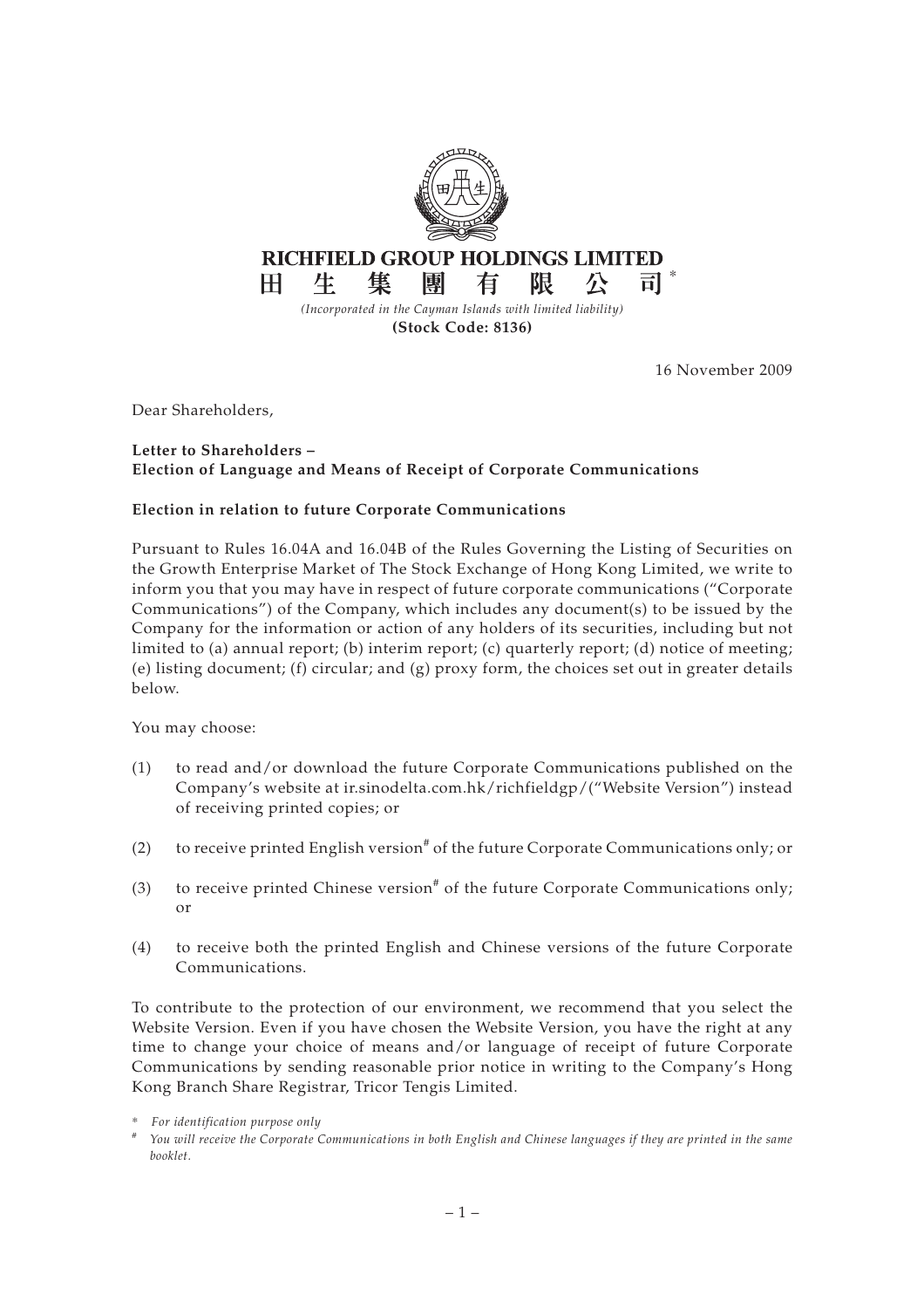# RICHFIELD GROUP HOLDINGS LIMITED

# 田生集團有限公司*

*(Incorporated in the Cayman Islands with limited liability)*

**(Stock Code: 8136)**

16 November 2009

Dear Shareholders,

**Letter to Shareholders –**
**Election of Language and Means of Receipt of Corporate Communications**

**Election in relation to future Corporate Communications**

Pursuant to Rules 16.04A and 16.04B of the Rules Governing the Listing of Securities on the Growth Enterprise Market of The Stock Exchange of Hong Kong Limited, we write to inform you that you may have in respect of future corporate communications ("Corporate Communications") of the Company, which includes any document(s) to be issued by the Company for the information or action of any holders of its securities, including but not limited to (a) annual report; (b) interim report; (c) quarterly report; (d) notice of meeting; (e) listing document; (f) circular; and (g) proxy form, the choices set out in greater details below.

You may choose:

(1) to read and/or download the future Corporate Communications published on the Company's website at ir.sinodelta.com.hk/richfieldgp/("Website Version") instead of receiving printed copies; or

(2) to receive printed English version# of the future Corporate Communications only; or

(3) to receive printed Chinese version# of the future Corporate Communications only; or

(4) to receive both the printed English and Chinese versions of the future Corporate Communications.

To contribute to the protection of our environment, we recommend that you select the Website Version. Even if you have chosen the Website Version, you have the right at any time to change your choice of means and/or language of receipt of future Corporate Communications by sending reasonable prior notice in writing to the Company's Hong Kong Branch Share Registrar, Tricor Tengis Limited.

\* *For identification purpose only*

\# *You will receive the Corporate Communications in both English and Chinese languages if they are printed in the same booklet.*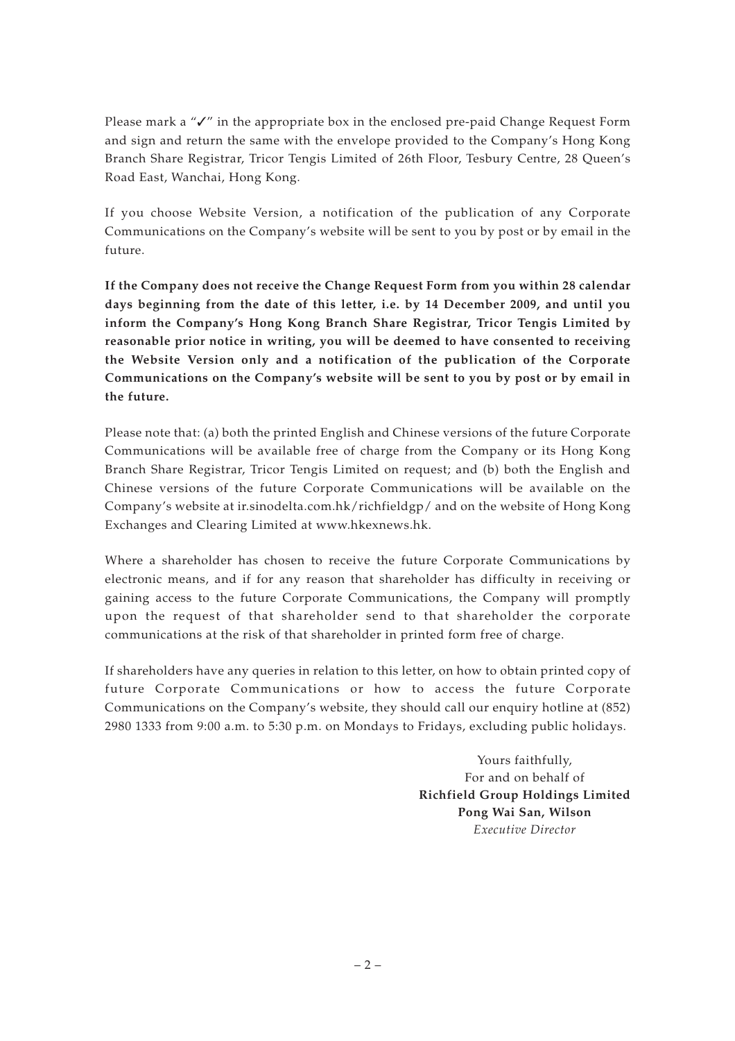Please mark a "✓" in the appropriate box in the enclosed pre-paid Change Request Form and sign and return the same with the envelope provided to the Company's Hong Kong Branch Share Registrar, Tricor Tengis Limited of 26th Floor, Tesbury Centre, 28 Queen's Road East, Wanchai, Hong Kong.

If you choose Website Version, a notification of the publication of any Corporate Communications on the Company's website will be sent to you by post or by email in the future.

**If the Company does not receive the Change Request Form from you within 28 calendar days beginning from the date of this letter, i.e. by 14 December 2009, and until you inform the Company's Hong Kong Branch Share Registrar, Tricor Tengis Limited by reasonable prior notice in writing, you will be deemed to have consented to receiving the Website Version only and a notification of the publication of the Corporate Communications on the Company's website will be sent to you by post or by email in the future.**

Please note that: (a) both the printed English and Chinese versions of the future Corporate Communications will be available free of charge from the Company or its Hong Kong Branch Share Registrar, Tricor Tengis Limited on request; and (b) both the English and Chinese versions of the future Corporate Communications will be available on the Company's website at ir.sinodelta.com.hk/richfieldgp/ and on the website of Hong Kong Exchanges and Clearing Limited at www.hkexnews.hk.

Where a shareholder has chosen to receive the future Corporate Communications by electronic means, and if for any reason that shareholder has difficulty in receiving or gaining access to the future Corporate Communications, the Company will promptly upon the request of that shareholder send to that shareholder the corporate communications at the risk of that shareholder in printed form free of charge.

If shareholders have any queries in relation to this letter, on how to obtain printed copy of future Corporate Communications or how to access the future Corporate Communications on the Company's website, they should call our enquiry hotline at (852) 2980 1333 from 9:00 a.m. to 5:30 p.m. on Mondays to Fridays, excluding public holidays.

Yours faithfully,
For and on behalf of
**Richfield Group Holdings Limited**
**Pong Wai San, Wilson**
*Executive Director*